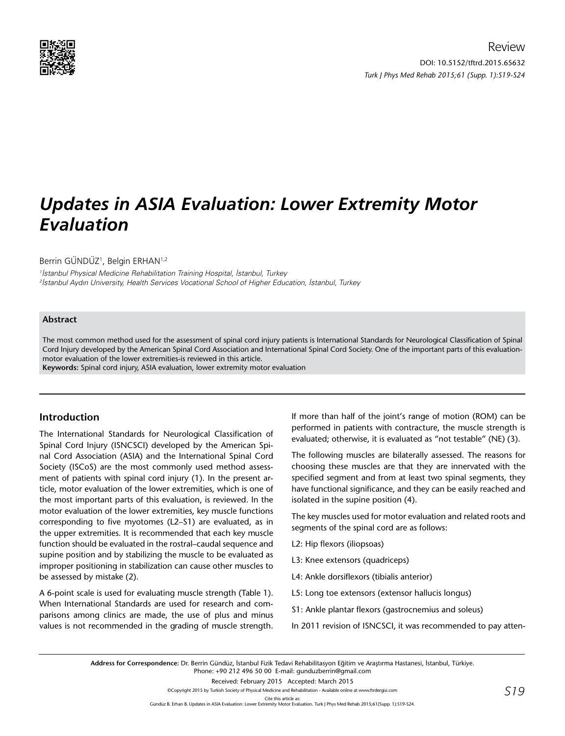Review

DOI: 10.5152/tftrd.2015.65632

# Updates in ASIA Evaluation: Lower Extremity Motor Evaluation

Berrin GÜNDÜZ[1], Belgin ERHAN[1,2]

[1]İstanbul Physical Medicine Rehabilitation Training Hospital, İstanbul, Turkey
[2]İstanbul Aydın University, Health Services Vocational School of Higher Education, İstanbul, Turkey

### Abstract

The most common method used for the assessment of spinal cord injury patients is International Standards for Neurological Classification of Spinal Cord Injury developed by the American Spinal Cord Association and International Spinal Cord Society. One of the important parts of this evaluation-motor evaluation of the lower extremities-is reviewed in this article.

**Keywords:** Spinal cord injury, ASIA evaluation, lower extremity motor evaluation

## Introduction

The International Standards for Neurological Classification of Spinal Cord Injury (ISNCSCI) developed by the American Spinal Cord Association (ASIA) and the International Spinal Cord Society (ISCoS) are the most commonly used method assessment of patients with spinal cord injury (1). In the present article, motor evaluation of the lower extremities, which is one of the most important parts of this evaluation, is reviewed. In the motor evaluation of the lower extremities, key muscle functions corresponding to five myotomes (L2–S1) are evaluated, as in the upper extremities. It is recommended that each key muscle function should be evaluated in the rostral–caudal sequence and supine position and by stabilizing the muscle to be evaluated as improper positioning in stabilization can cause other muscles to be assessed by mistake (2).

A 6-point scale is used for evaluating muscle strength (Table 1). When International Standards are used for research and comparisons among clinics are made, the use of plus and minus values is not recommended in the grading of muscle strength. If more than half of the joint's range of motion (ROM) can be performed in patients with contracture, the muscle strength is evaluated; otherwise, it is evaluated as "not testable" (NE) (3).

The following muscles are bilaterally assessed. The reasons for choosing these muscles are that they are innervated with the specified segment and from at least two spinal segments, they have functional significance, and they can be easily reached and isolated in the supine position (4).

The key muscles used for motor evaluation and related roots and segments of the spinal cord are as follows:

L2: Hip flexors (iliopsoas)

L3: Knee extensors (quadriceps)

L4: Ankle dorsiflexors (tibialis anterior)

L5: Long toe extensors (extensor hallucis longus)

S1: Ankle plantar flexors (gastrocnemius and soleus)

In 2011 revision of ISNCSCI, it was recommended to pay atten-

**Address for Correspondence:** Dr. Berrin Gündüz, İstanbul Fizik Tedavi Rehabilitasyon Eğitim ve Araştırma Hastanesi, İstanbul, Türkiye. Phone: +90 212 496 50 00 E-mail: gunduzberrin@gmail.com

Received: February 2015 Accepted: March 2015

©Copyright 2015 by Turkish Society of Physical Medicine and Rehabilitation - Available online at www.ftrdergisi.com

Cite this article as:
Gündüz B. Erhan B. Updates in ASIA Evaluation: Lower Extremity Motor Evaluation. Turk J Phys Med Rehab 2015;61(Supp. 1):S19-S24.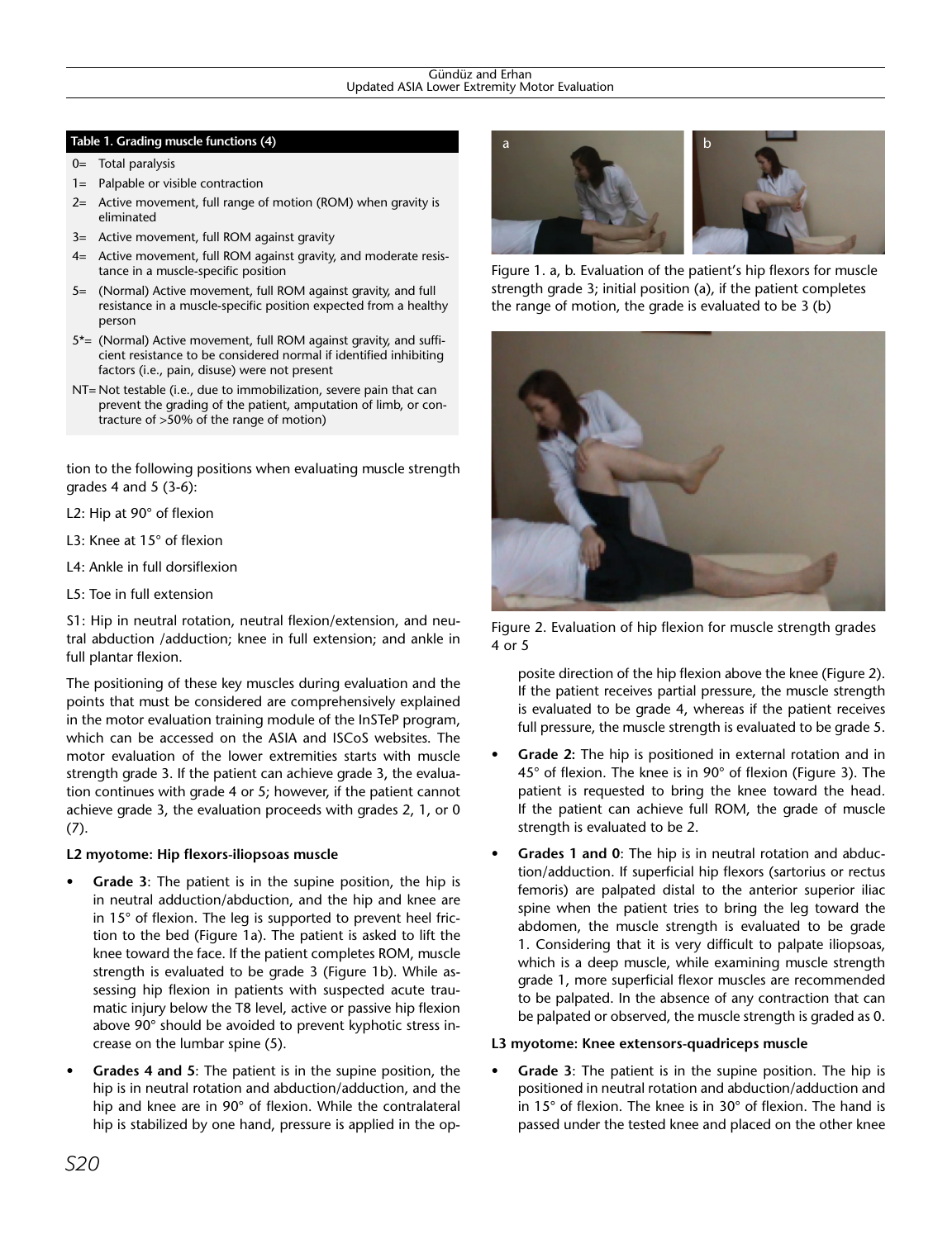**Table 1. Grading muscle functions (4)**

| Grade | Description |
|---|---|
| 0= | Total paralysis |
| 1= | Palpable or visible contraction |
| 2= | Active movement, full range of motion (ROM) when gravity is eliminated |
| 3= | Active movement, full ROM against gravity |
| 4= | Active movement, full ROM against gravity, and moderate resistance in a muscle-specific position |
| 5= | (Normal) Active movement, full ROM against gravity, and full resistance in a muscle-specific position expected from a healthy person |
| 5*= | (Normal) Active movement, full ROM against gravity, and sufficient resistance to be considered normal if identified inhibiting factors (i.e., pain, disuse) were not present |
| NT= | Not testable (i.e., due to immobilization, severe pain that can prevent the grading of the patient, amputation of limb, or contracture of >50% of the range of motion) |

tion to the following positions when evaluating muscle strength grades 4 and 5 (3-6):

L2: Hip at 90° of flexion

L3: Knee at 15° of flexion

L4: Ankle in full dorsiflexion

L5: Toe in full extension

S1: Hip in neutral rotation, neutral flexion/extension, and neutral abduction /adduction; knee in full extension; and ankle in full plantar flexion.

The positioning of these key muscles during evaluation and the points that must be considered are comprehensively explained in the motor evaluation training module of the InSTeP program, which can be accessed on the ASIA and ISCoS websites. The motor evaluation of the lower extremities starts with muscle strength grade 3. If the patient can achieve grade 3, the evaluation continues with grade 4 or 5; however, if the patient cannot achieve grade 3, the evaluation proceeds with grades 2, 1, or 0 (7).

**L2 myotome: Hip flexors-iliopsoas muscle**

- **Grade 3**: The patient is in the supine position, the hip is in neutral adduction/abduction, and the hip and knee are in 15° of flexion. The leg is supported to prevent heel friction to the bed (Figure 1a). The patient is asked to lift the knee toward the face. If the patient completes ROM, muscle strength is evaluated to be grade 3 (Figure 1b). While assessing hip flexion in patients with suspected acute traumatic injury below the T8 level, active or passive hip flexion above 90° should be avoided to prevent kyphotic stress increase on the lumbar spine (5).
- **Grades 4 and 5**: The patient is in the supine position, the hip is in neutral rotation and abduction/adduction, and the hip and knee are in 90° of flexion. While the contralateral hip is stabilized by one hand, pressure is applied in the opposite direction of the hip flexion above the knee (Figure 2). If the patient receives partial pressure, the muscle strength is evaluated to be grade 4, whereas if the patient receives full pressure, the muscle strength is evaluated to be grade 5.

Figure 1. a, b. Evaluation of the patient's hip flexors for muscle strength grade 3; initial position (a), if the patient completes the range of motion, the grade is evaluated to be 3 (b)

Figure 2. Evaluation of hip flexion for muscle strength grades 4 or 5

- **Grade 2**: The hip is positioned in external rotation and in 45° of flexion. The knee is in 90° of flexion (Figure 3). The patient is requested to bring the knee toward the head. If the patient can achieve full ROM, the grade of muscle strength is evaluated to be 2.
- **Grades 1 and 0**: The hip is in neutral rotation and abduction/adduction. If superficial hip flexors (sartorius or rectus femoris) are palpated distal to the anterior superior iliac spine when the patient tries to bring the leg toward the abdomen, the muscle strength is evaluated to be grade 1. Considering that it is very difficult to palpate iliopsoas, which is a deep muscle, while examining muscle strength grade 1, more superficial flexor muscles are recommended to be palpated. In the absence of any contraction that can be palpated or observed, the muscle strength is graded as 0.

**L3 myotome: Knee extensors-quadriceps muscle**

- **Grade 3**: The patient is in the supine position. The hip is positioned in neutral rotation and abduction/adduction and in 15° of flexion. The knee is in 30° of flexion. The hand is passed under the tested knee and placed on the other knee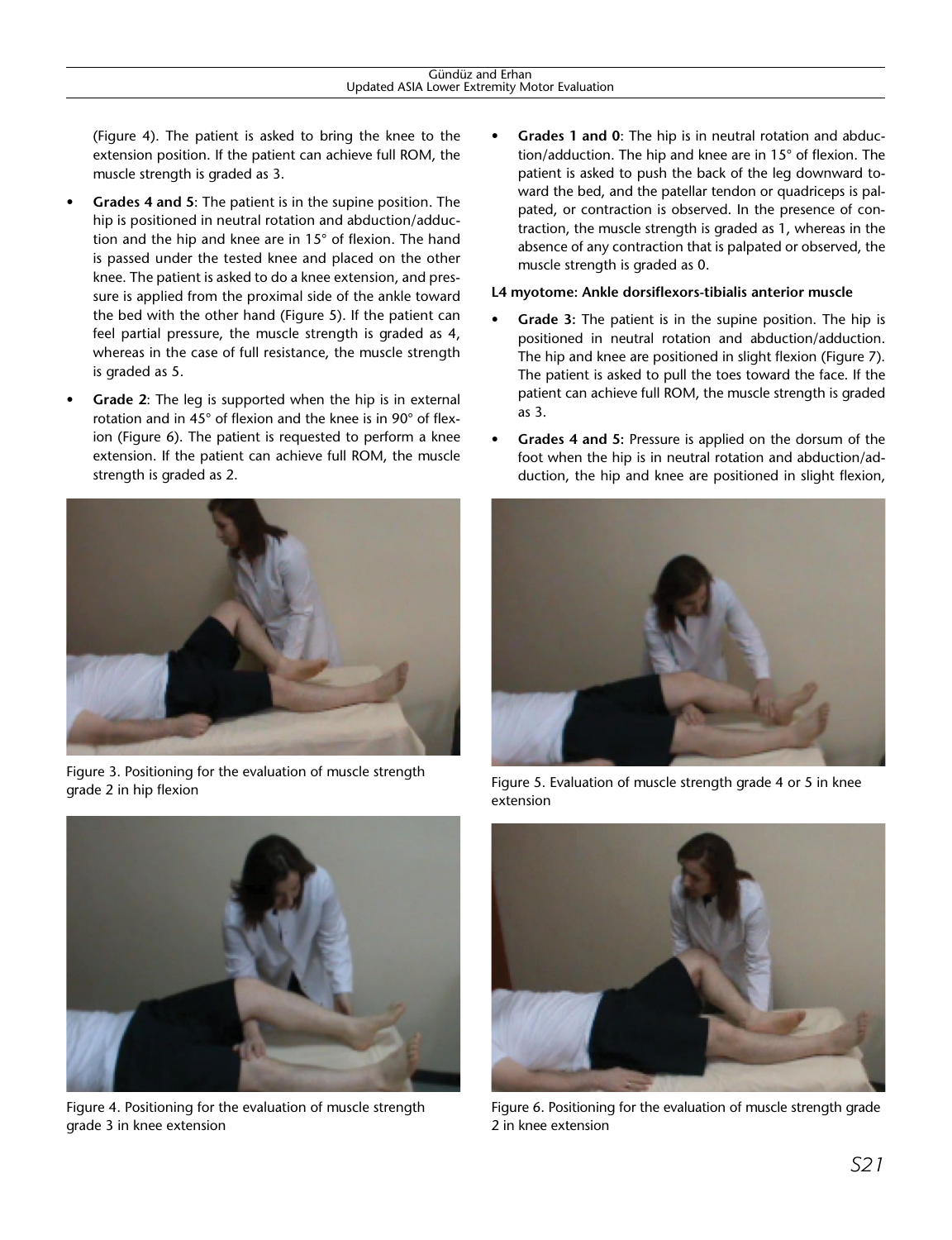(Figure 4). The patient is asked to bring the knee to the extension position. If the patient can achieve full ROM, the muscle strength is graded as 3.

- **Grades 4 and 5**: The patient is in the supine position. The hip is positioned in neutral rotation and abduction/adduction and the hip and knee are in 15° of flexion. The hand is passed under the tested knee and placed on the other knee. The patient is asked to do a knee extension, and pressure is applied from the proximal side of the ankle toward the bed with the other hand (Figure 5). If the patient can feel partial pressure, the muscle strength is graded as 4, whereas in the case of full resistance, the muscle strength is graded as 5.
- **Grade 2**: The leg is supported when the hip is in external rotation and in 45° of flexion and the knee is in 90° of flexion (Figure 6). The patient is requested to perform a knee extension. If the patient can achieve full ROM, the muscle strength is graded as 2.

Figure 3. Positioning for the evaluation of muscle strength grade 2 in hip flexion

Figure 4. Positioning for the evaluation of muscle strength grade 3 in knee extension

- **Grades 1 and 0**: The hip is in neutral rotation and abduction/adduction. The hip and knee are in 15° of flexion. The patient is asked to push the back of the leg downward toward the bed, and the patellar tendon or quadriceps is palpated, or contraction is observed. In the presence of contraction, the muscle strength is graded as 1, whereas in the absence of any contraction that is palpated or observed, the muscle strength is graded as 0.

**L4 myotome: Ankle dorsiflexors-tibialis anterior muscle**

- **Grade 3:** The patient is in the supine position. The hip is positioned in neutral rotation and abduction/adduction. The hip and knee are positioned in slight flexion (Figure 7). The patient is asked to pull the toes toward the face. If the patient can achieve full ROM, the muscle strength is graded as 3.
- **Grades 4 and 5:** Pressure is applied on the dorsum of the foot when the hip is in neutral rotation and abduction/adduction, the hip and knee are positioned in slight flexion,

Figure 5. Evaluation of muscle strength grade 4 or 5 in knee extension

Figure 6. Positioning for the evaluation of muscle strength grade 2 in knee extension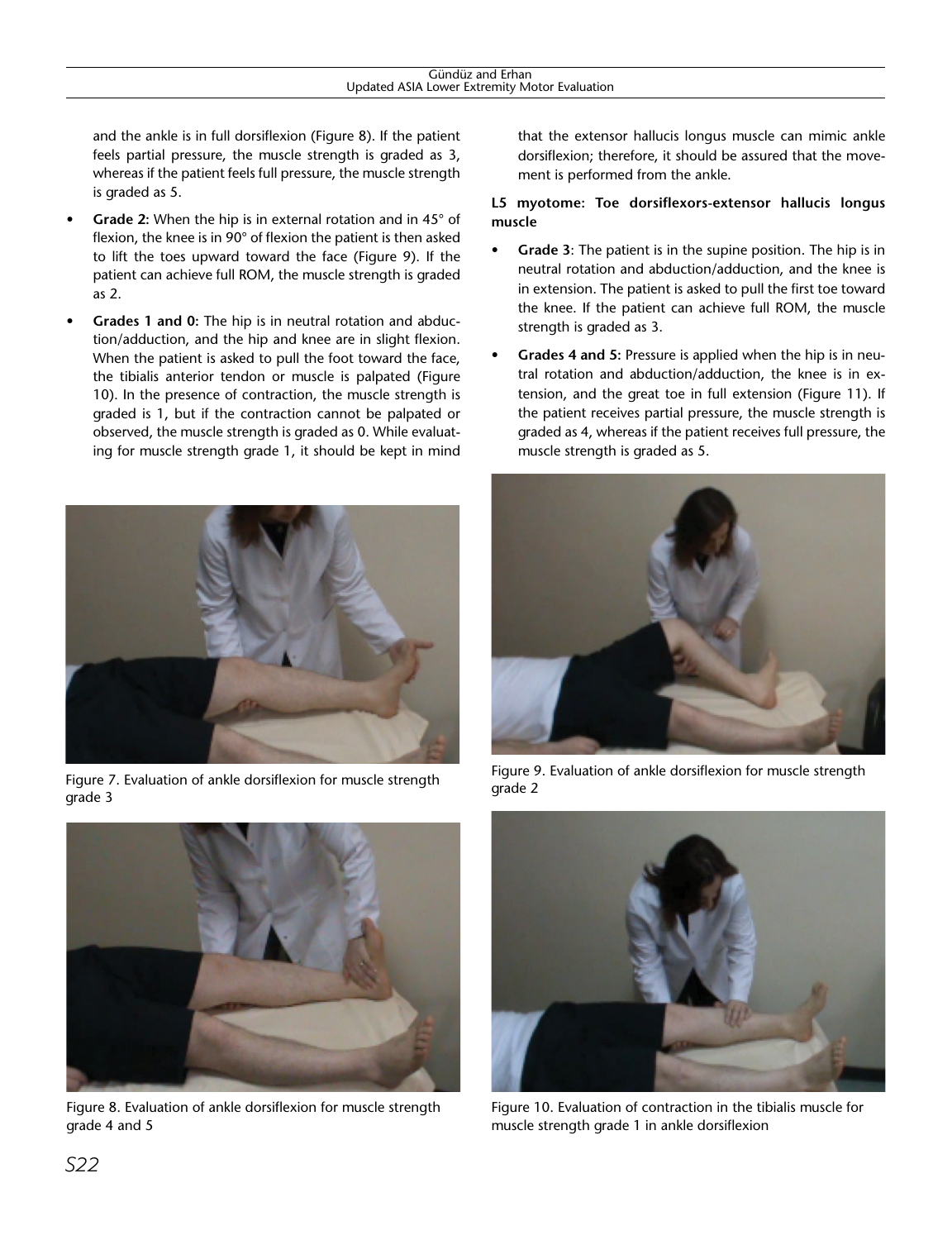and the ankle is in full dorsiflexion (Figure 8). If the patient feels partial pressure, the muscle strength is graded as 3, whereas if the patient feels full pressure, the muscle strength is graded as 5.

- **Grade 2:** When the hip is in external rotation and in 45° of flexion, the knee is in 90° of flexion the patient is then asked to lift the toes upward toward the face (Figure 9). If the patient can achieve full ROM, the muscle strength is graded as 2.
- **Grades 1 and 0:** The hip is in neutral rotation and abduction/adduction, and the hip and knee are in slight flexion. When the patient is asked to pull the foot toward the face, the tibialis anterior tendon or muscle is palpated (Figure 10). In the presence of contraction, the muscle strength is graded is 1, but if the contraction cannot be palpated or observed, the muscle strength is graded as 0. While evaluating for muscle strength grade 1, it should be kept in mind that the extensor hallucis longus muscle can mimic ankle dorsiflexion; therefore, it should be assured that the movement is performed from the ankle.

**L5 myotome: Toe dorsiflexors-extensor hallucis longus muscle**

- **Grade 3**: The patient is in the supine position. The hip is in neutral rotation and abduction/adduction, and the knee is in extension. The patient is asked to pull the first toe toward the knee. If the patient can achieve full ROM, the muscle strength is graded as 3.
- **Grades 4 and 5:** Pressure is applied when the hip is in neutral rotation and abduction/adduction, the knee is in extension, and the great toe in full extension (Figure 11). If the patient receives partial pressure, the muscle strength is graded as 4, whereas if the patient receives full pressure, the muscle strength is graded as 5.

Figure 7. Evaluation of ankle dorsiflexion for muscle strength grade 3

Figure 9. Evaluation of ankle dorsiflexion for muscle strength grade 2

Figure 8. Evaluation of ankle dorsiflexion for muscle strength grade 4 and 5

Figure 10. Evaluation of contraction in the tibialis muscle for muscle strength grade 1 in ankle dorsiflexion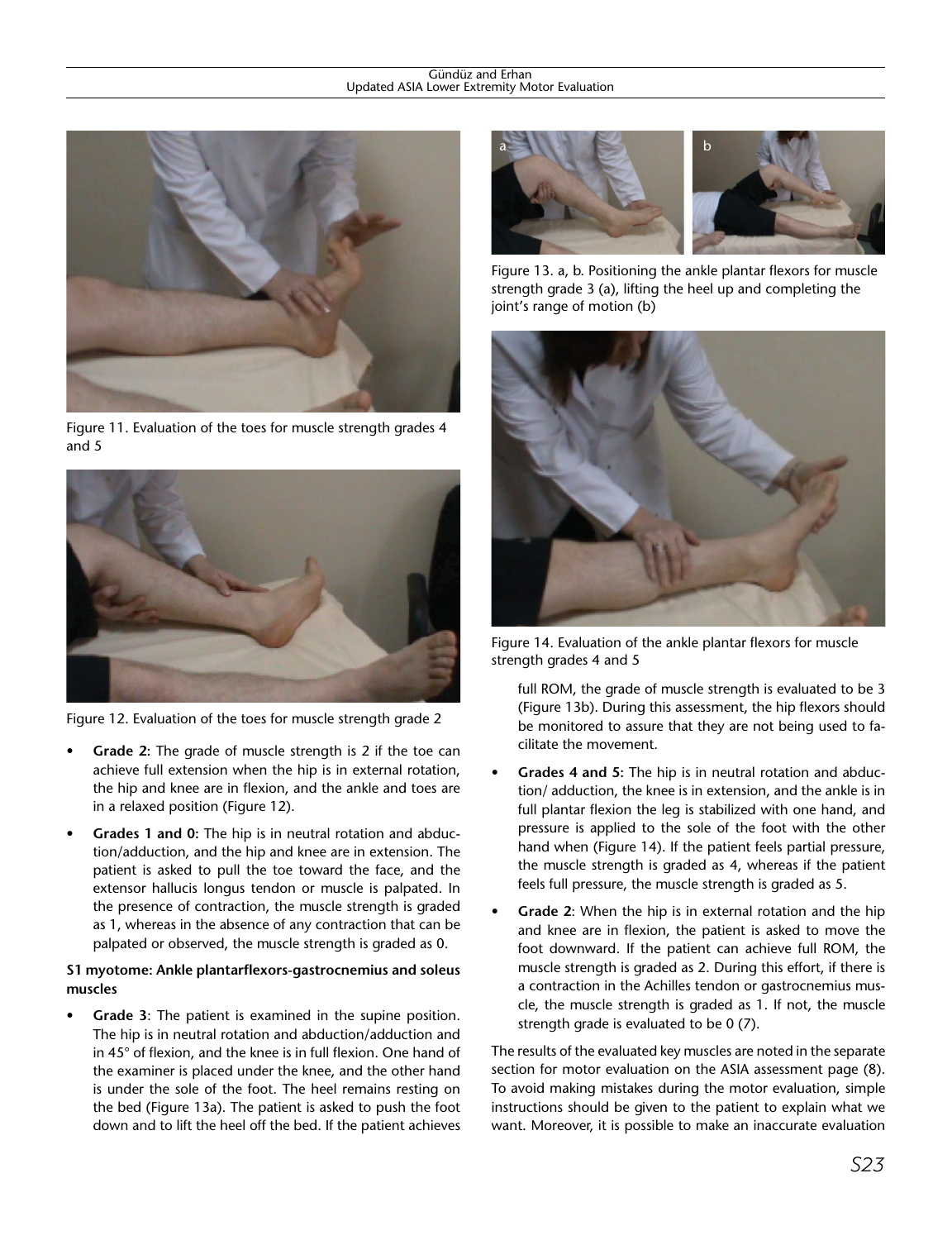Figure 11. Evaluation of the toes for muscle strength grades 4 and 5

Figure 12. Evaluation of the toes for muscle strength grade 2

- **Grade 2:** The grade of muscle strength is 2 if the toe can achieve full extension when the hip is in external rotation, the hip and knee are in flexion, and the ankle and toes are in a relaxed position (Figure 12).
- **Grades 1 and 0:** The hip is in neutral rotation and abduction/adduction, and the hip and knee are in extension. The patient is asked to pull the toe toward the face, and the extensor hallucis longus tendon or muscle is palpated. In the presence of contraction, the muscle strength is graded as 1, whereas in the absence of any contraction that can be palpated or observed, the muscle strength is graded as 0.

**S1 myotome: Ankle plantarflexors-gastrocnemius and soleus muscles**

- **Grade 3**: The patient is examined in the supine position. The hip is in neutral rotation and abduction/adduction and in 45° of flexion, and the knee is in full flexion. One hand of the examiner is placed under the knee, and the other hand is under the sole of the foot. The heel remains resting on the bed (Figure 13a). The patient is asked to push the foot down and to lift the heel off the bed. If the patient achieves full ROM, the grade of muscle strength is evaluated to be 3 (Figure 13b). During this assessment, the hip flexors should be monitored to assure that they are not being used to facilitate the movement.

Figure 13. a, b. Positioning the ankle plantar flexors for muscle strength grade 3 (a), lifting the heel up and completing the joint's range of motion (b)

Figure 14. Evaluation of the ankle plantar flexors for muscle strength grades 4 and 5

- **Grades 4 and 5:** The hip is in neutral rotation and abduction/ adduction, the knee is in extension, and the ankle is in full plantar flexion the leg is stabilized with one hand, and pressure is applied to the sole of the foot with the other hand when (Figure 14). If the patient feels partial pressure, the muscle strength is graded as 4, whereas if the patient feels full pressure, the muscle strength is graded as 5.
- **Grade 2**: When the hip is in external rotation and the hip and knee are in flexion, the patient is asked to move the foot downward. If the patient can achieve full ROM, the muscle strength is graded as 2. During this effort, if there is a contraction in the Achilles tendon or gastrocnemius muscle, the muscle strength is graded as 1. If not, the muscle strength grade is evaluated to be 0 (7).

The results of the evaluated key muscles are noted in the separate section for motor evaluation on the ASIA assessment page (8). To avoid making mistakes during the motor evaluation, simple instructions should be given to the patient to explain what we want. Moreover, it is possible to make an inaccurate evaluation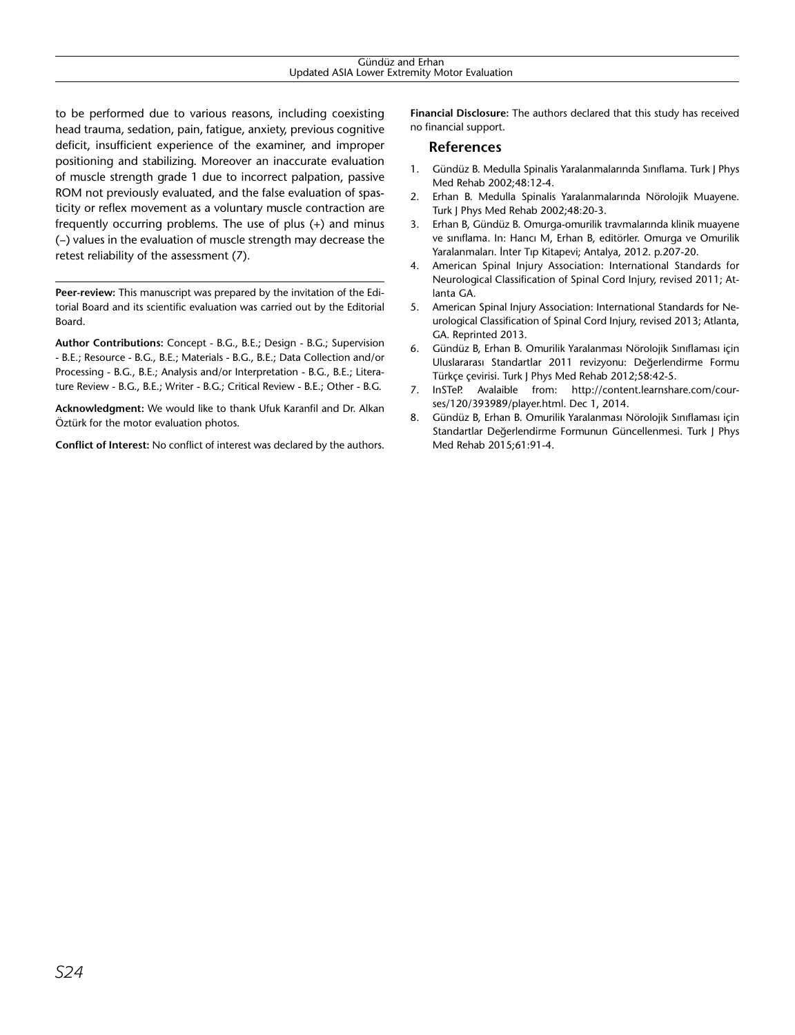to be performed due to various reasons, including coexisting head trauma, sedation, pain, fatigue, anxiety, previous cognitive deficit, insufficient experience of the examiner, and improper positioning and stabilizing. Moreover an inaccurate evaluation of muscle strength grade 1 due to incorrect palpation, passive ROM not previously evaluated, and the false evaluation of spasticity or reflex movement as a voluntary muscle contraction are frequently occurring problems. The use of plus (+) and minus (–) values in the evaluation of muscle strength may decrease the retest reliability of the assessment (7).

**Peer-review:** This manuscript was prepared by the invitation of the Editorial Board and its scientific evaluation was carried out by the Editorial Board.

**Author Contributions:** Concept - B.G., B.E.; Design - B.G.; Supervision - B.E.; Resource - B.G., B.E.; Materials - B.G., B.E.; Data Collection and/or Processing - B.G., B.E.; Analysis and/or Interpretation - B.G., B.E.; Literature Review - B.G., B.E.; Writer - B.G.; Critical Review - B.E.; Other - B.G.

**Acknowledgment:** We would like to thank Ufuk Karanfil and Dr. Alkan Öztürk for the motor evaluation photos.

**Conflict of Interest:** No conflict of interest was declared by the authors.

**Financial Disclosure:** The authors declared that this study has received no financial support.

## References

1. Gündüz B. Medulla Spinalis Yaralanmalarında Sınıflama. Turk J Phys Med Rehab 2002;48:12-4.
2. Erhan B. Medulla Spinalis Yaralanmalarında Nörolojik Muayene. Turk J Phys Med Rehab 2002;48:20-3.
3. Erhan B, Gündüz B. Omurga-omurilik travmalarında klinik muayene ve sınıflama. In: Hancı M, Erhan B, editörler. Omurga ve Omurilik Yaralanmaları. İnter Tıp Kitapevi; Antalya, 2012. p.207-20.
4. American Spinal Injury Association: International Standards for Neurological Classification of Spinal Cord Injury, revised 2011; Atlanta GA.
5. American Spinal Injury Association: International Standards for Neurological Classification of Spinal Cord Injury, revised 2013; Atlanta, GA. Reprinted 2013.
6. Gündüz B, Erhan B. Omurilik Yaralanması Nörolojik Sınıflaması için Uluslararası Standartlar 2011 revizyonu: Değerlendirme Formu Türkçe çevirisi. Turk J Phys Med Rehab 2012;58:42-5.
7. InSTeP. Avalaible from: http://content.learnshare.com/courses/120/393989/player.html. Dec 1, 2014.
8. Gündüz B, Erhan B. Omurilik Yaralanması Nörolojik Sınıflaması için Standartlar Değerlendirme Formunun Güncellenmesi. Turk J Phys Med Rehab 2015;61:91-4.